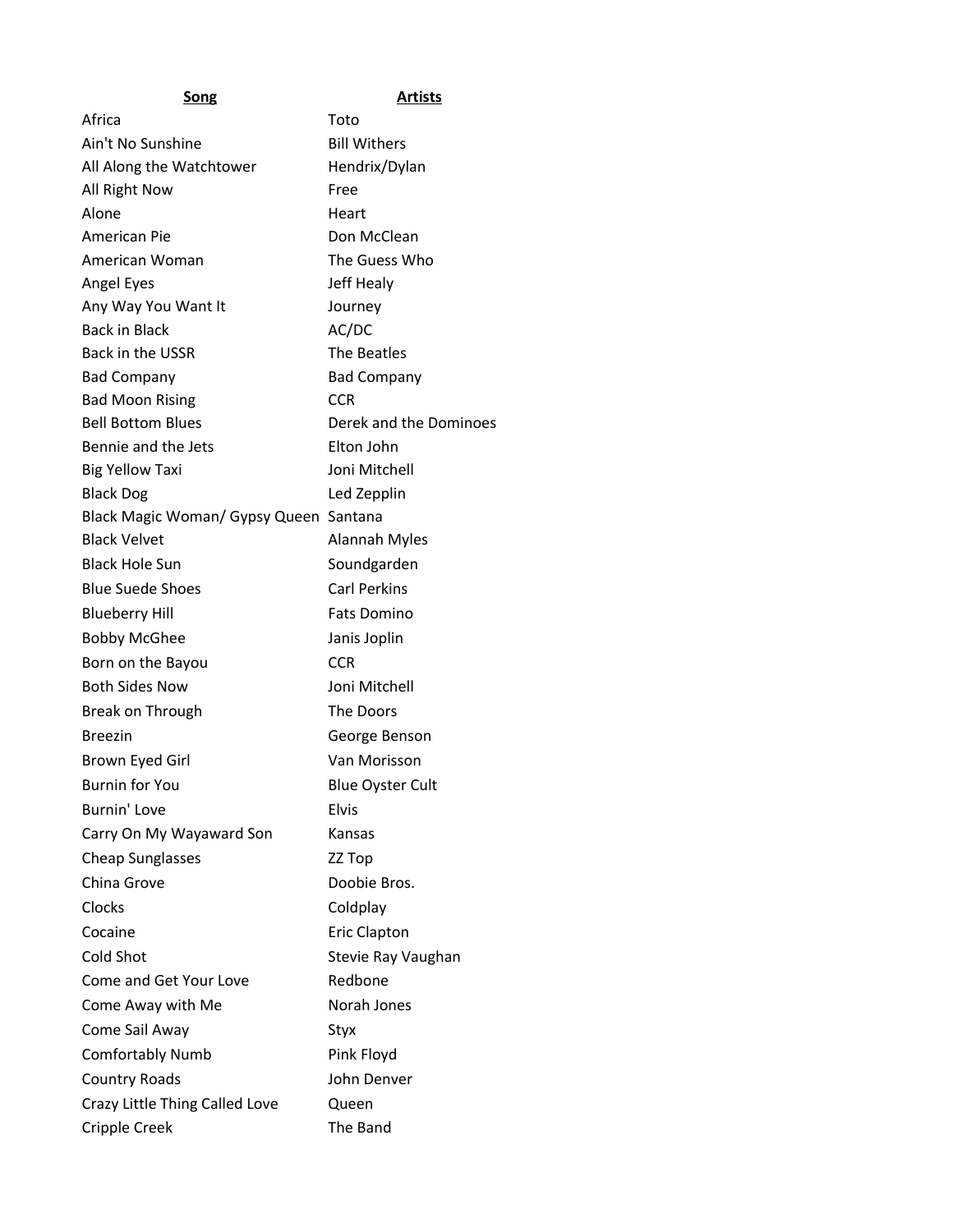| Song | Artists |
|---|---|
| Africa | Toto |
| Ain't No Sunshine | Bill Withers |
| All Along the Watchtower | Hendrix/Dylan |
| All Right Now | Free |
| Alone | Heart |
| American Pie | Don McClean |
| American Woman | The Guess Who |
| Angel Eyes | Jeff Healy |
| Any Way You Want It | Journey |
| Back in Black | AC/DC |
| Back in the USSR | The Beatles |
| Bad Company | Bad Company |
| Bad Moon Rising | CCR |
| Bell Bottom Blues | Derek and the Dominoes |
| Bennie and the Jets | Elton John |
| Big Yellow Taxi | Joni Mitchell |
| Black Dog | Led Zepplin |
| Black Magic Woman/ Gypsy Queen | Santana |
| Black Velvet | Alannah Myles |
| Black Hole Sun | Soundgarden |
| Blue Suede Shoes | Carl Perkins |
| Blueberry Hill | Fats Domino |
| Bobby McGhee | Janis Joplin |
| Born on the Bayou | CCR |
| Both Sides Now | Joni Mitchell |
| Break on Through | The Doors |
| Breezin | George Benson |
| Brown Eyed Girl | Van Morisson |
| Burnin for You | Blue Oyster Cult |
| Burnin' Love | Elvis |
| Carry On My Wayaward Son | Kansas |
| Cheap Sunglasses | ZZ Top |
| China Grove | Doobie Bros. |
| Clocks | Coldplay |
| Cocaine | Eric Clapton |
| Cold Shot | Stevie Ray Vaughan |
| Come and Get Your Love | Redbone |
| Come Away with Me | Norah Jones |
| Come Sail Away | Styx |
| Comfortably Numb | Pink Floyd |
| Country Roads | John Denver |
| Crazy Little Thing Called Love | Queen |
| Cripple Creek | The Band |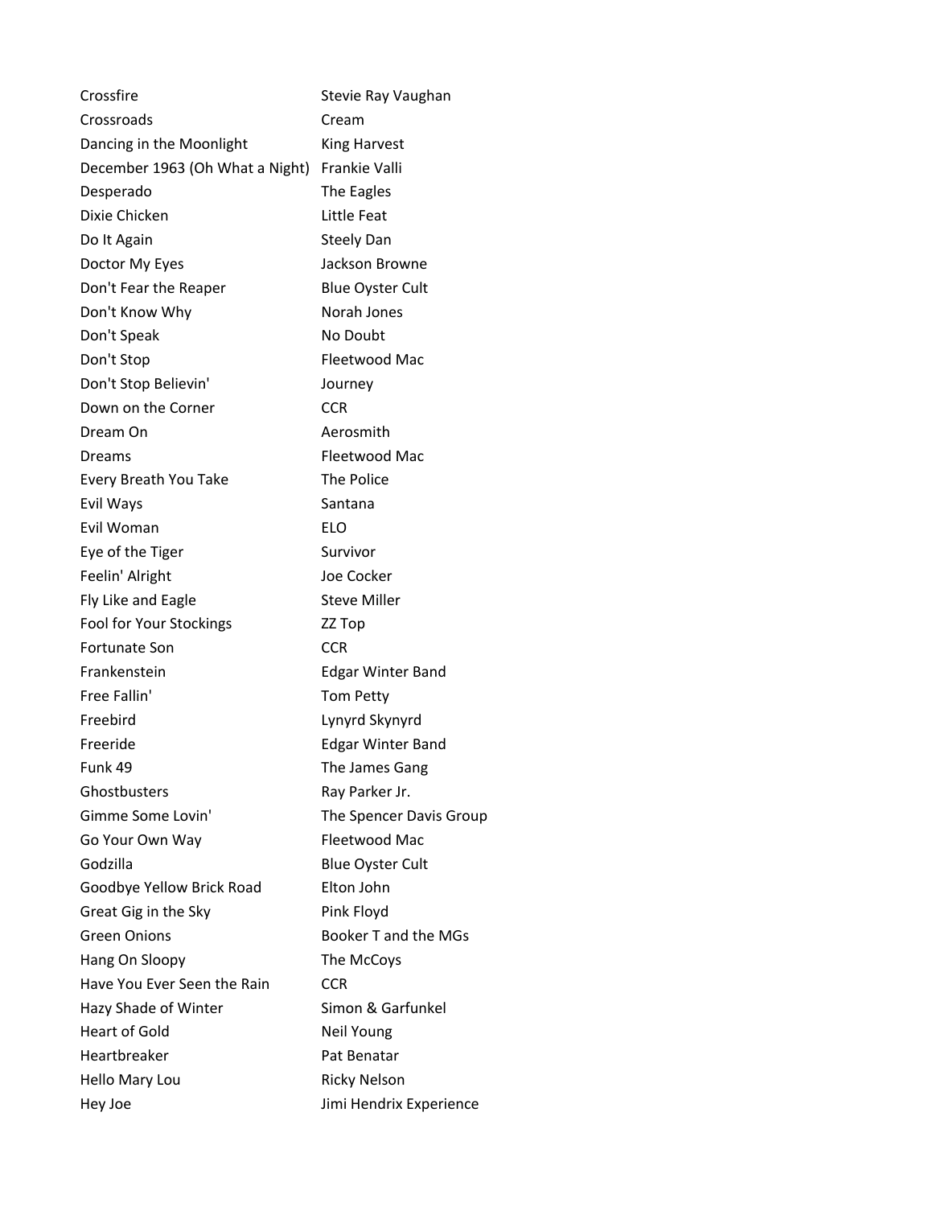| | |
|---|---|
| Crossfire | Stevie Ray Vaughan |
| Crossroads | Cream |
| Dancing in the Moonlight | King Harvest |
| December 1963 (Oh What a Night) | Frankie Valli |
| Desperado | The Eagles |
| Dixie Chicken | Little Feat |
| Do It Again | Steely Dan |
| Doctor My Eyes | Jackson Browne |
| Don't Fear the Reaper | Blue Oyster Cult |
| Don't Know Why | Norah Jones |
| Don't Speak | No Doubt |
| Don't Stop | Fleetwood Mac |
| Don't Stop Believin' | Journey |
| Down on the Corner | CCR |
| Dream On | Aerosmith |
| Dreams | Fleetwood Mac |
| Every Breath You Take | The Police |
| Evil Ways | Santana |
| Evil Woman | ELO |
| Eye of the Tiger | Survivor |
| Feelin' Alright | Joe Cocker |
| Fly Like and Eagle | Steve Miller |
| Fool for Your Stockings | ZZ Top |
| Fortunate Son | CCR |
| Frankenstein | Edgar Winter Band |
| Free Fallin' | Tom Petty |
| Freebird | Lynyrd Skynyrd |
| Freeride | Edgar Winter Band |
| Funk 49 | The James Gang |
| Ghostbusters | Ray Parker Jr. |
| Gimme Some Lovin' | The Spencer Davis Group |
| Go Your Own Way | Fleetwood Mac |
| Godzilla | Blue Oyster Cult |
| Goodbye Yellow Brick Road | Elton John |
| Great Gig in the Sky | Pink Floyd |
| Green Onions | Booker T and the MGs |
| Hang On Sloopy | The McCoys |
| Have You Ever Seen the Rain | CCR |
| Hazy Shade of Winter | Simon & Garfunkel |
| Heart of Gold | Neil Young |
| Heartbreaker | Pat Benatar |
| Hello Mary Lou | Ricky Nelson |
| Hey Joe | Jimi Hendrix Experience |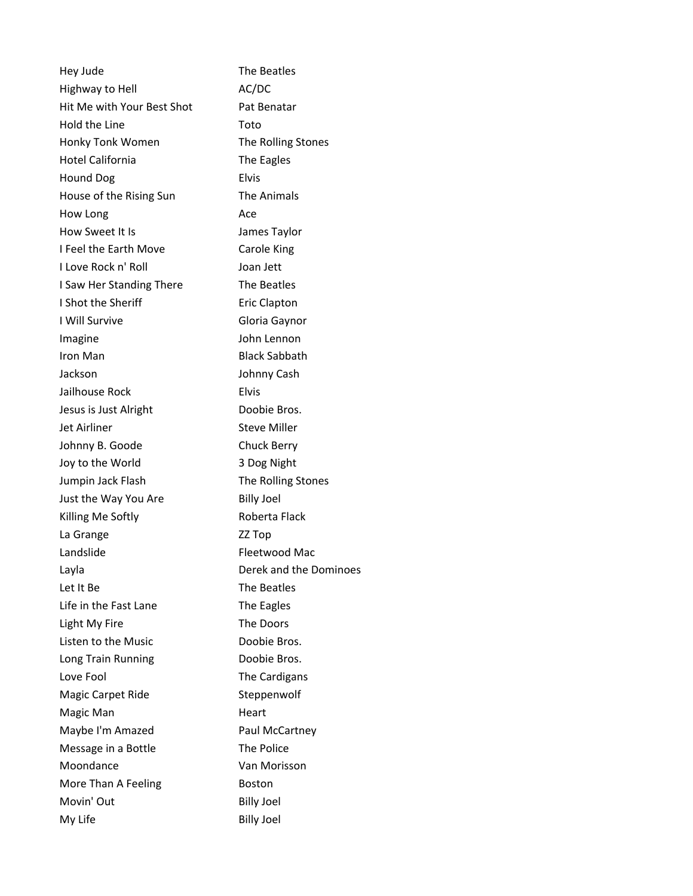| | |
|---|---|
| Hey Jude | The Beatles |
| Highway to Hell | AC/DC |
| Hit Me with Your Best Shot | Pat Benatar |
| Hold the Line | Toto |
| Honky Tonk Women | The Rolling Stones |
| Hotel California | The Eagles |
| Hound Dog | Elvis |
| House of the Rising Sun | The Animals |
| How Long | Ace |
| How Sweet It Is | James Taylor |
| I Feel the Earth Move | Carole King |
| I Love Rock n' Roll | Joan Jett |
| I Saw Her Standing There | The Beatles |
| I Shot the Sheriff | Eric Clapton |
| I Will Survive | Gloria Gaynor |
| Imagine | John Lennon |
| Iron Man | Black Sabbath |
| Jackson | Johnny Cash |
| Jailhouse Rock | Elvis |
| Jesus is Just Alright | Doobie Bros. |
| Jet Airliner | Steve Miller |
| Johnny B. Goode | Chuck Berry |
| Joy to the World | 3 Dog Night |
| Jumpin Jack Flash | The Rolling Stones |
| Just the Way You Are | Billy Joel |
| Killing Me Softly | Roberta Flack |
| La Grange | ZZ Top |
| Landslide | Fleetwood Mac |
| Layla | Derek and the Dominoes |
| Let It Be | The Beatles |
| Life in the Fast Lane | The Eagles |
| Light My Fire | The Doors |
| Listen to the Music | Doobie Bros. |
| Long Train Running | Doobie Bros. |
| Love Fool | The Cardigans |
| Magic Carpet Ride | Steppenwolf |
| Magic Man | Heart |
| Maybe I'm Amazed | Paul McCartney |
| Message in a Bottle | The Police |
| Moondance | Van Morisson |
| More Than A Feeling | Boston |
| Movin' Out | Billy Joel |
| My Life | Billy Joel |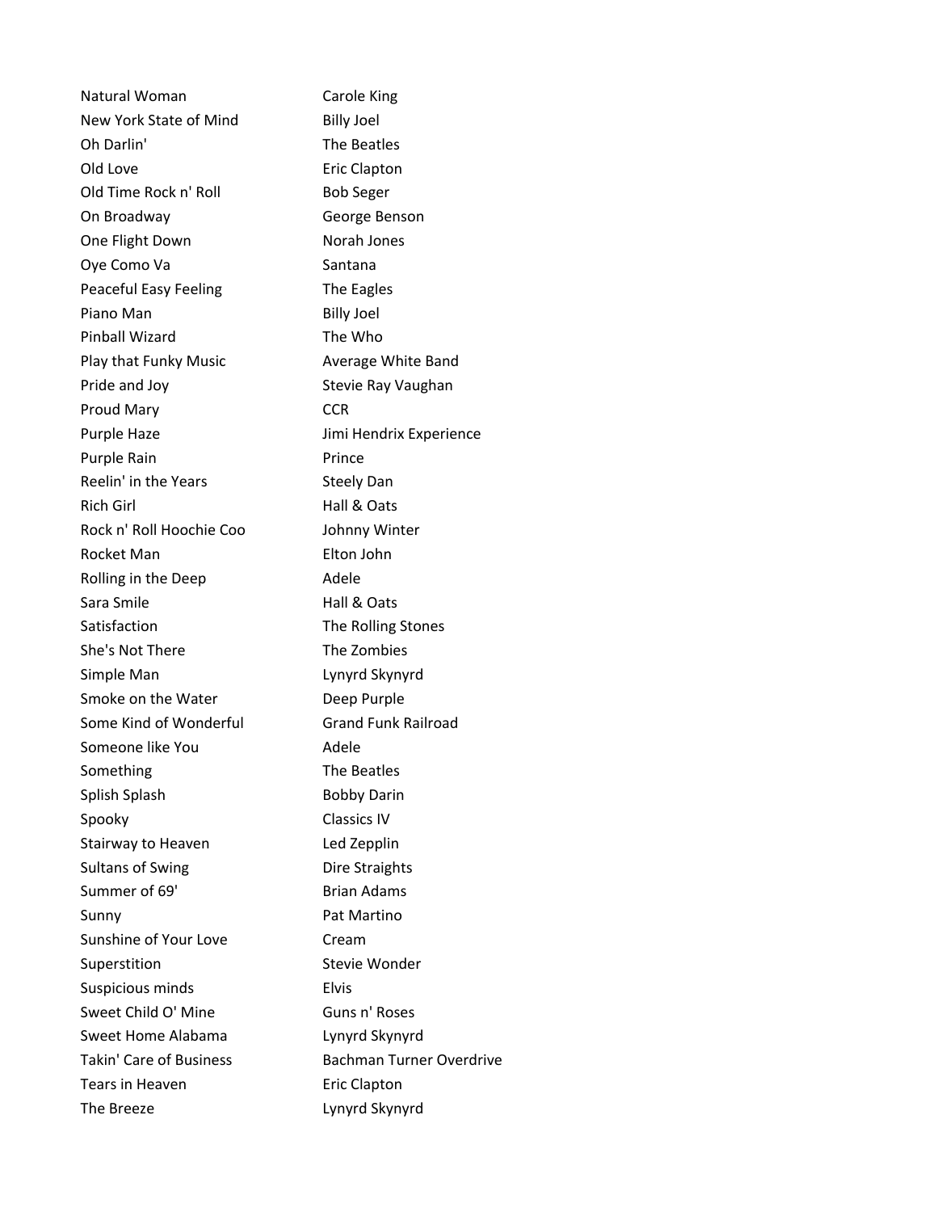| | |
|---|---|
| Natural Woman | Carole King |
| New York State of Mind | Billy Joel |
| Oh Darlin' | The Beatles |
| Old Love | Eric Clapton |
| Old Time Rock n' Roll | Bob Seger |
| On Broadway | George Benson |
| One Flight Down | Norah Jones |
| Oye Como Va | Santana |
| Peaceful Easy Feeling | The Eagles |
| Piano Man | Billy Joel |
| Pinball Wizard | The Who |
| Play that Funky Music | Average White Band |
| Pride and Joy | Stevie Ray Vaughan |
| Proud Mary | CCR |
| Purple Haze | Jimi Hendrix Experience |
| Purple Rain | Prince |
| Reelin' in the Years | Steely Dan |
| Rich Girl | Hall & Oats |
| Rock n' Roll Hoochie Coo | Johnny Winter |
| Rocket Man | Elton John |
| Rolling in the Deep | Adele |
| Sara Smile | Hall & Oats |
| Satisfaction | The Rolling Stones |
| She's Not There | The Zombies |
| Simple Man | Lynyrd Skynyrd |
| Smoke on the Water | Deep Purple |
| Some Kind of Wonderful | Grand Funk Railroad |
| Someone like You | Adele |
| Something | The Beatles |
| Splish Splash | Bobby Darin |
| Spooky | Classics IV |
| Stairway to Heaven | Led Zepplin |
| Sultans of Swing | Dire Straights |
| Summer of 69' | Brian Adams |
| Sunny | Pat Martino |
| Sunshine of Your Love | Cream |
| Superstition | Stevie Wonder |
| Suspicious minds | Elvis |
| Sweet Child O' Mine | Guns n' Roses |
| Sweet Home Alabama | Lynyrd Skynyrd |
| Takin' Care of Business | Bachman Turner Overdrive |
| Tears in Heaven | Eric Clapton |
| The Breeze | Lynyrd Skynyrd |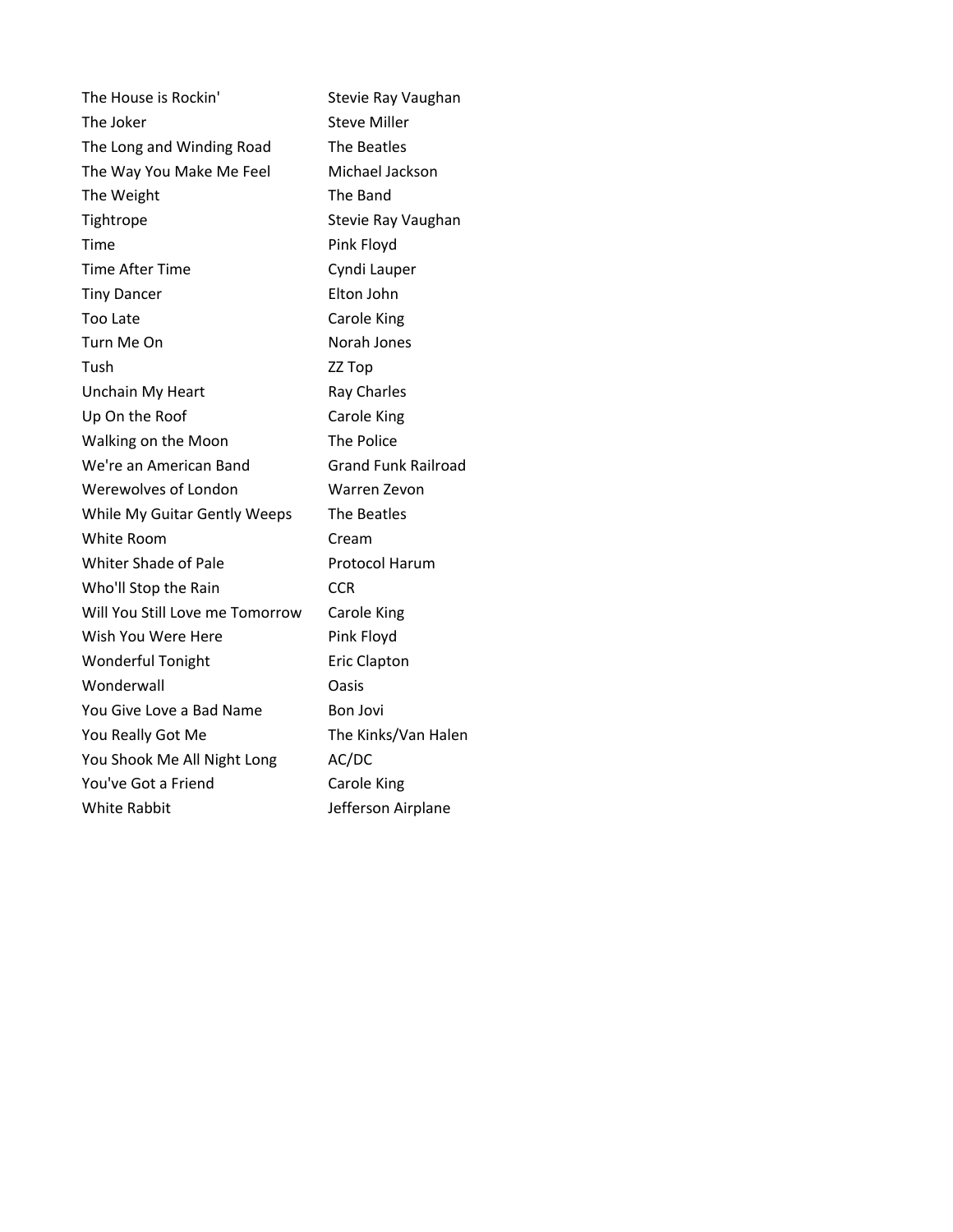| | |
|---|---|
| The House is Rockin' | Stevie Ray Vaughan |
| The Joker | Steve Miller |
| The Long and Winding Road | The Beatles |
| The Way You Make Me Feel | Michael Jackson |
| The Weight | The Band |
| Tightrope | Stevie Ray Vaughan |
| Time | Pink Floyd |
| Time After Time | Cyndi Lauper |
| Tiny Dancer | Elton John |
| Too Late | Carole King |
| Turn Me On | Norah Jones |
| Tush | ZZ Top |
| Unchain My Heart | Ray Charles |
| Up On the Roof | Carole King |
| Walking on the Moon | The Police |
| We're an American Band | Grand Funk Railroad |
| Werewolves of London | Warren Zevon |
| While My Guitar Gently Weeps | The Beatles |
| White Room | Cream |
| Whiter Shade of Pale | Protocol Harum |
| Who'll Stop the Rain | CCR |
| Will You Still Love me Tomorrow | Carole King |
| Wish You Were Here | Pink Floyd |
| Wonderful Tonight | Eric Clapton |
| Wonderwall | Oasis |
| You Give Love a Bad Name | Bon Jovi |
| You Really Got Me | The Kinks/Van Halen |
| You Shook Me All Night Long | AC/DC |
| You've Got a Friend | Carole King |
| White Rabbit | Jefferson Airplane |